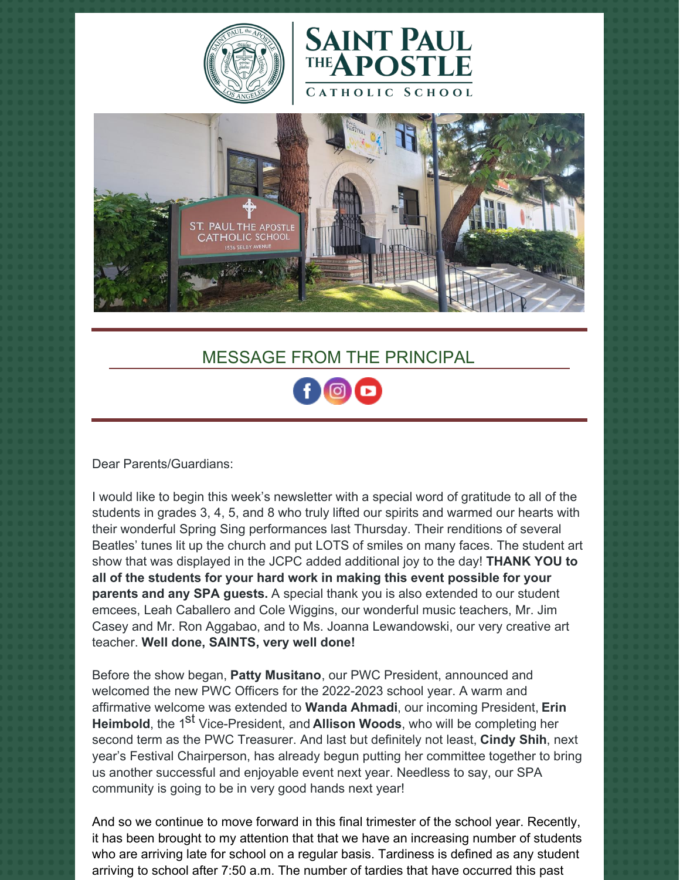# SAINT PAUL THE APOSTLE CATHOLIC SCHOOL

## MESSAGE FROM THE PRINCIPAL

Dear Parents/Guardians:

I would like to begin this week's newsletter with a special word of gratitude to all of the students in grades 3, 4, 5, and 8 who truly lifted our spirits and warmed our hearts with their wonderful Spring Sing performances last Thursday. Their renditions of several Beatles' tunes lit up the church and put LOTS of smiles on many faces. The student art show that was displayed in the JCPC added additional joy to the day! **THANK YOU to all of the students for your hard work in making this event possible for your parents and any SPA guests.** A special thank you is also extended to our student emcees, Leah Caballero and Cole Wiggins, our wonderful music teachers, Mr. Jim Casey and Mr. Ron Aggabao, and to Ms. Joanna Lewandowski, our very creative art teacher. **Well done, SAINTS, very well done!**

Before the show began, **Patty Musitano**, our PWC President, announced and welcomed the new PWC Officers for the 2022-2023 school year. A warm and affirmative welcome was extended to **Wanda Ahmadi**, our incoming President, **Erin Heimbold**, the 1st Vice-President, and **Allison Woods**, who will be completing her second term as the PWC Treasurer. And last but definitely not least, **Cindy Shih**, next year's Festival Chairperson, has already begun putting her committee together to bring us another successful and enjoyable event next year. Needless to say, our SPA community is going to be in very good hands next year!

And so we continue to move forward in this final trimester of the school year. Recently, it has been brought to my attention that that we have an increasing number of students who are arriving late for school on a regular basis. Tardiness is defined as any student arriving to school after 7:50 a.m. The number of tardies that have occurred this past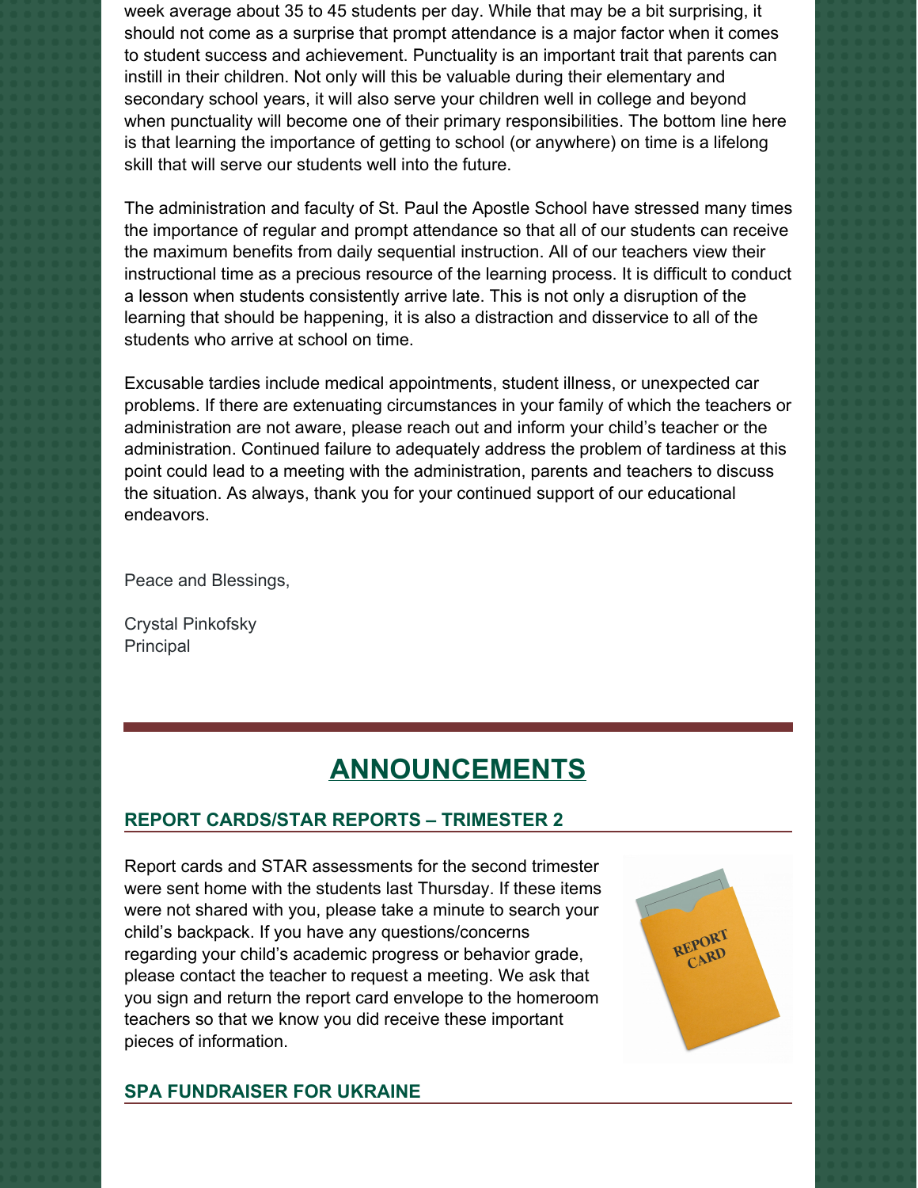week average about 35 to 45 students per day. While that may be a bit surprising, it should not come as a surprise that prompt attendance is a major factor when it comes to student success and achievement. Punctuality is an important trait that parents can instill in their children. Not only will this be valuable during their elementary and secondary school years, it will also serve your children well in college and beyond when punctuality will become one of their primary responsibilities. The bottom line here is that learning the importance of getting to school (or anywhere) on time is a lifelong skill that will serve our students well into the future.

The administration and faculty of St. Paul the Apostle School have stressed many times the importance of regular and prompt attendance so that all of our students can receive the maximum benefits from daily sequential instruction. All of our teachers view their instructional time as a precious resource of the learning process. It is difficult to conduct a lesson when students consistently arrive late. This is not only a disruption of the learning that should be happening, it is also a distraction and disservice to all of the students who arrive at school on time.

Excusable tardies include medical appointments, student illness, or unexpected car problems. If there are extenuating circumstances in your family of which the teachers or administration are not aware, please reach out and inform your child's teacher or the administration. Continued failure to adequately address the problem of tardiness at this point could lead to a meeting with the administration, parents and teachers to discuss the situation. As always, thank you for your continued support of our educational endeavors.

Peace and Blessings,

Crystal Pinkofsky
Principal

---

# ANNOUNCEMENTS

## REPORT CARDS/STAR REPORTS – TRIMESTER 2

Report cards and STAR assessments for the second trimester were sent home with the students last Thursday. If these items were not shared with you, please take a minute to search your child's backpack. If you have any questions/concerns regarding your child's academic progress or behavior grade, please contact the teacher to request a meeting. We ask that you sign and return the report card envelope to the homeroom teachers so that we know you did receive these important pieces of information.

## SPA FUNDRAISER FOR UKRAINE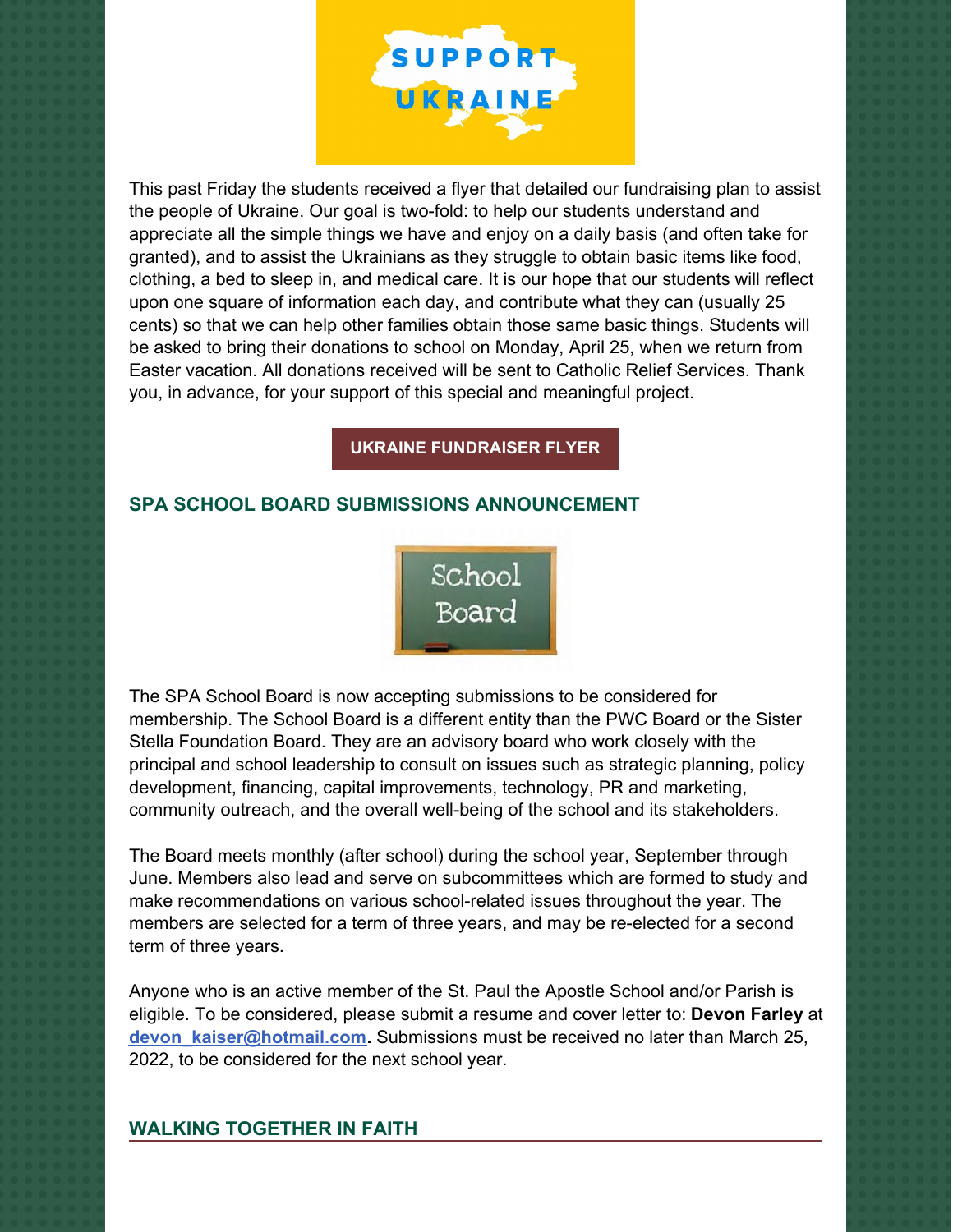This past Friday the students received a flyer that detailed our fundraising plan to assist the people of Ukraine. Our goal is two-fold: to help our students understand and appreciate all the simple things we have and enjoy on a daily basis (and often take for granted), and to assist the Ukrainians as they struggle to obtain basic items like food, clothing, a bed to sleep in, and medical care. It is our hope that our students will reflect upon one square of information each day, and contribute what they can (usually 25 cents) so that we can help other families obtain those same basic things. Students will be asked to bring their donations to school on Monday, April 25, when we return from Easter vacation. All donations received will be sent to Catholic Relief Services. Thank you, in advance, for your support of this special and meaningful project.

**UKRAINE FUNDRAISER FLYER**

## SPA SCHOOL BOARD SUBMISSIONS ANNOUNCEMENT

The SPA School Board is now accepting submissions to be considered for membership. The School Board is a different entity than the PWC Board or the Sister Stella Foundation Board. They are an advisory board who work closely with the principal and school leadership to consult on issues such as strategic planning, policy development, financing, capital improvements, technology, PR and marketing, community outreach, and the overall well-being of the school and its stakeholders.

The Board meets monthly (after school) during the school year, September through June. Members also lead and serve on subcommittees which are formed to study and make recommendations on various school-related issues throughout the year. The members are selected for a term of three years, and may be re-elected for a second term of three years.

Anyone who is an active member of the St. Paul the Apostle School and/or Parish is eligible. To be considered, please submit a resume and cover letter to: **Devon Farley** at **devon_kaiser@hotmail.com.** Submissions must be received no later than March 25, 2022, to be considered for the next school year.

## WALKING TOGETHER IN FAITH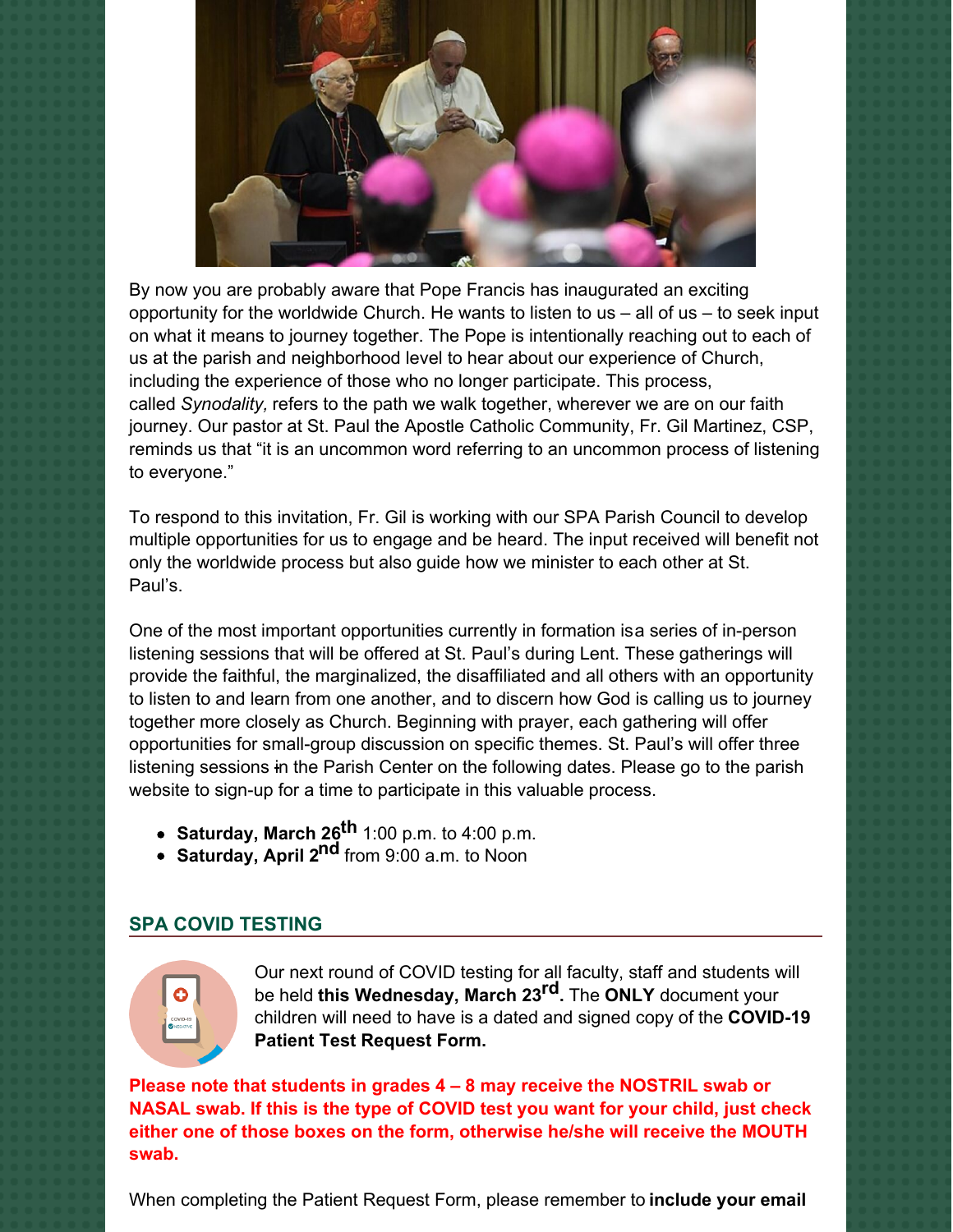By now you are probably aware that Pope Francis has inaugurated an exciting opportunity for the worldwide Church. He wants to listen to us – all of us – to seek input on what it means to journey together. The Pope is intentionally reaching out to each of us at the parish and neighborhood level to hear about our experience of Church, including the experience of those who no longer participate. This process, called *Synodality,* refers to the path we walk together, wherever we are on our faith journey. Our pastor at St. Paul the Apostle Catholic Community, Fr. Gil Martinez, CSP, reminds us that "it is an uncommon word referring to an uncommon process of listening to everyone."

To respond to this invitation, Fr. Gil is working with our SPA Parish Council to develop multiple opportunities for us to engage and be heard. The input received will benefit not only the worldwide process but also guide how we minister to each other at St. Paul's.

One of the most important opportunities currently in formation isa series of in-person listening sessions that will be offered at St. Paul's during Lent. These gatherings will provide the faithful, the marginalized, the disaffiliated and all others with an opportunity to listen to and learn from one another, and to discern how God is calling us to journey together more closely as Church. Beginning with prayer, each gathering will offer opportunities for small-group discussion on specific themes. St. Paul's will offer three listening sessions in the Parish Center on the following dates. Please go to the parish website to sign-up for a time to participate in this valuable process.

- **Saturday, March 26th** 1:00 p.m. to 4:00 p.m.
- **Saturday, April 2nd** from 9:00 a.m. to Noon

## SPA COVID TESTING

Our next round of COVID testing for all faculty, staff and students will be held **this Wednesday, March 23rd.** The **ONLY** document your children will need to have is a dated and signed copy of the **COVID-19 Patient Test Request Form.**

**Please note that students in grades 4 – 8 may receive the NOSTRIL swab or NASAL swab. If this is the type of COVID test you want for your child, just check either one of those boxes on the form, otherwise he/she will receive the MOUTH swab.**

When completing the Patient Request Form, please remember to **include your email**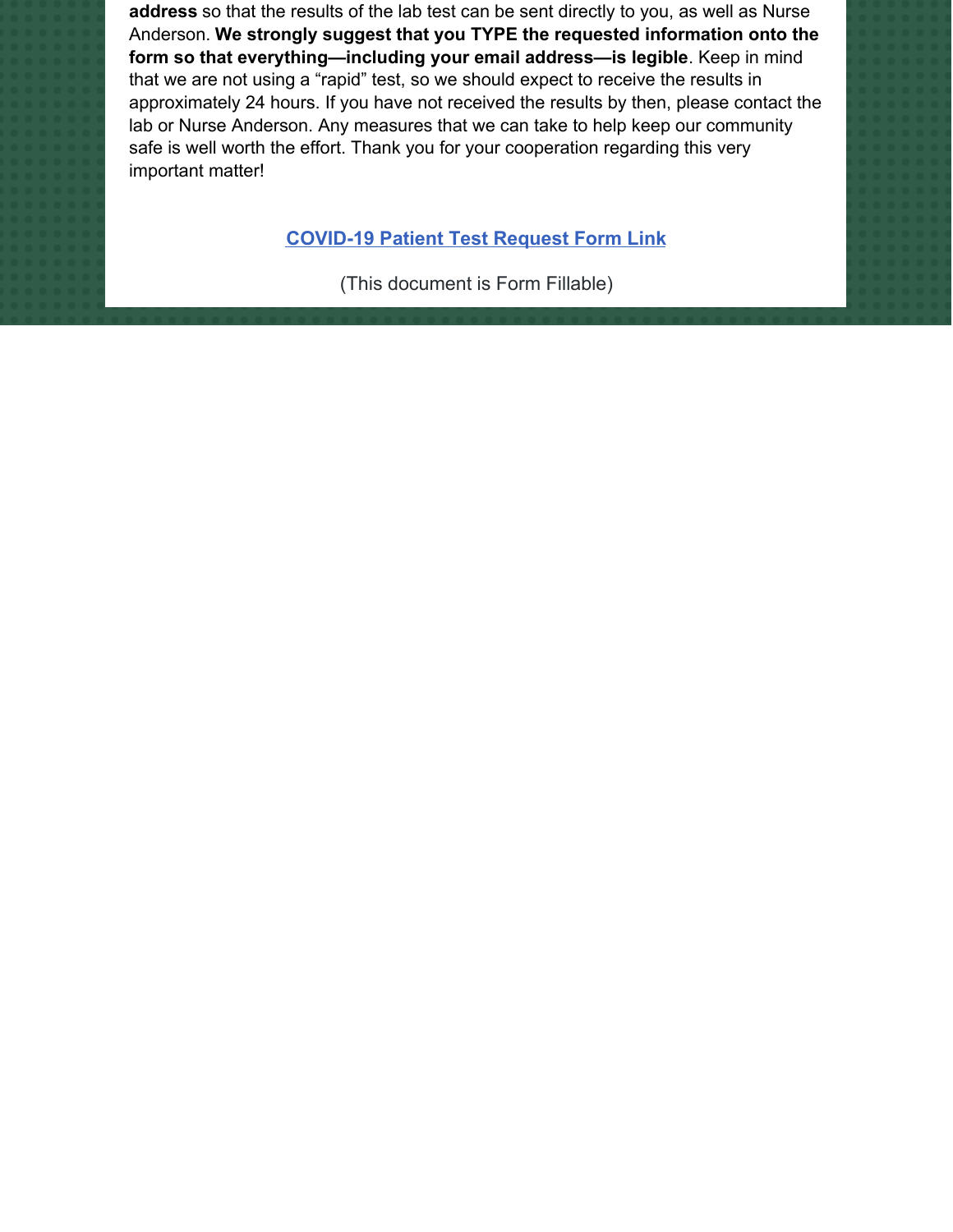**address** so that the results of the lab test can be sent directly to you, as well as Nurse Anderson. **We strongly suggest that you TYPE the requested information onto the form so that everything—including your email address—is legible**. Keep in mind that we are not using a "rapid" test, so we should expect to receive the results in approximately 24 hours. If you have not received the results by then, please contact the lab or Nurse Anderson. Any measures that we can take to help keep our community safe is well worth the effort. Thank you for your cooperation regarding this very important matter!

**COVID-19 Patient Test Request Form Link**

(This document is Form Fillable)